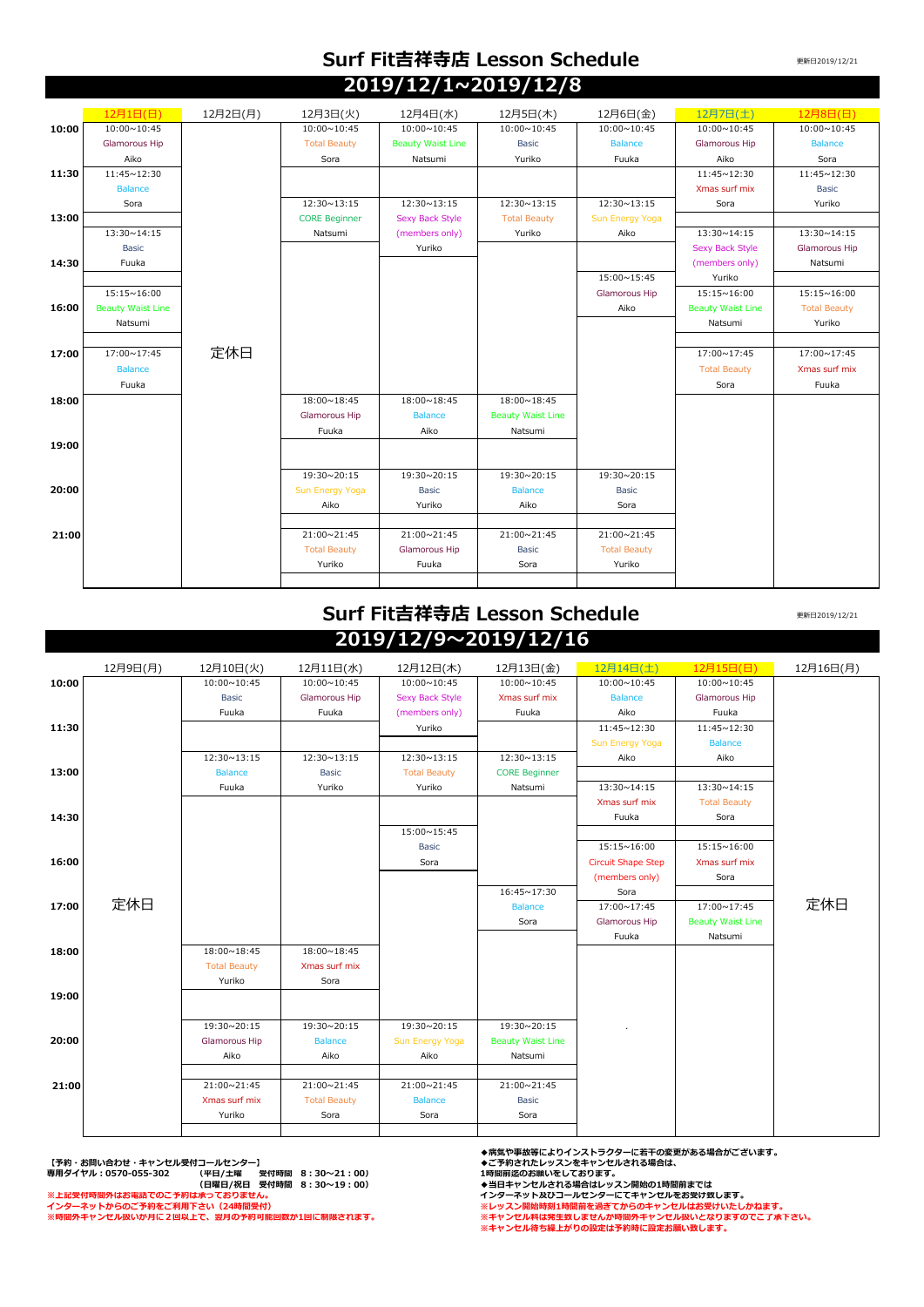# Surf Fit吉祥寺店 Lesson Schedule

更新日2019/12/21

## 2019/12/1~2019/12/8

| | 12月1日(日) | 12月2日(月) | 12月3日(火) | 12月4日(水) | 12月5日(木) | 12月6日(金) | 12月7日(土) | 12月8日(日) |
|---|---|---|---|---|---|---|---|---|
| 10:00 | 10:00~10:45 Glamorous Hip Aiko | 定休日 | 10:00~10:45 Total Beauty Sora | 10:00~10:45 Beauty Waist Line Natsumi | 10:00~10:45 Basic Yuriko | 10:00~10:45 Balance Fuuka | 10:00~10:45 Glamorous Hip Aiko | 10:00~10:45 Balance Sora |
| 11:30 | 11:45~12:30 Balance Sora | | | | | | 11:45~12:30 Xmas surf mix Sora | 11:45~12:30 Basic Yuriko |
| 13:00 | 13:30~14:15 Basic Fuuka | | 12:30~13:15 CORE Beginner Natsumi | 12:30~13:15 Sexy Back Style (members only) Yuriko | 12:30~13:15 Total Beauty Yuriko | 12:30~13:15 Sun Energy Yoga Aiko | 13:30~14:15 Sexy Back Style (members only) Yuriko | 13:30~14:15 Glamorous Hip Natsumi |
| 14:30 | | | | | | 15:00~15:45 Glamorous Hip Aiko | | |
| 16:00 | 15:15~16:00 Beauty Waist Line Natsumi | | | | | | 15:15~16:00 Beauty Waist Line Natsumi | 15:15~16:00 Total Beauty Yuriko |
| 17:00 | 17:00~17:45 Balance Fuuka | | | | | | 17:00~17:45 Total Beauty Sora | 17:00~17:45 Xmas surf mix Fuuka |
| 18:00 | | | 18:00~18:45 Glamorous Hip Fuuka | 18:00~18:45 Balance Aiko | 18:00~18:45 Beauty Waist Line Natsumi | | | |
| 19:00 | | | | | | | | |
| 20:00 | | | 19:30~20:15 Sun Energy Yoga Aiko | 19:30~20:15 Basic Yuriko | 19:30~20:15 Balance Aiko | 19:30~20:15 Basic Sora | | |
| 21:00 | | | 21:00~21:45 Total Beauty Yuriko | 21:00~21:45 Glamorous Hip Fuuka | 21:00~21:45 Basic Sora | 21:00~21:45 Total Beauty Yuriko | | |

# Surf Fit吉祥寺店 Lesson Schedule

更新日2019/12/21

## 2019/12/9~2019/12/16

| | 12月9日(月) | 12月10日(火) | 12月11日(水) | 12月12日(木) | 12月13日(金) | 12月14日(土) | 12月15日(日) | 12月16日(月) |
|---|---|---|---|---|---|---|---|---|
| 10:00 | 定休日 | 10:00~10:45 Basic Fuuka | 10:00~10:45 Glamorous Hip Fuuka | 10:00~10:45 Sexy Back Style (members only) Yuriko | 10:00~10:45 Xmas surf mix Fuuka | 10:00~10:45 Balance Aiko | 10:00~10:45 Glamorous Hip Fuuka | 定休日 |
| 11:30 | | | | | | 11:45~12:30 Sun Energy Yoga Aiko | 11:45~12:30 Balance Aiko | |
| 13:00 | | 12:30~13:15 Balance Fuuka | 12:30~13:15 Basic Yuriko | 12:30~13:15 Total Beauty Yuriko | 12:30~13:15 CORE Beginner Natsumi | 13:30~14:15 Xmas surf mix Fuuka | 13:30~14:15 Total Beauty Sora | |
| 14:30 | | | | 15:00~15:45 Basic Sora | | | | |
| 16:00 | | | | | 16:45~17:30 Balance Sora | 15:15~16:00 Circuit Shape Step (members only) Sora | 15:15~16:00 Xmas surf mix Sora | |
| 17:00 | | | | | | 17:00~17:45 Glamorous Hip Fuuka | 17:00~17:45 Beauty Waist Line Natsumi | |
| 18:00 | | 18:00~18:45 Total Beauty Yuriko | 18:00~18:45 Xmas surf mix Sora | | | | | |
| 19:00 | | | | | | | | |
| 20:00 | | 19:30~20:15 Glamorous Hip Aiko | 19:30~20:15 Balance Aiko | 19:30~20:15 Sun Energy Yoga Aiko | 19:30~20:15 Beauty Waist Line Natsumi | . | | |
| 21:00 | | 21:00~21:45 Xmas surf mix Yuriko | 21:00~21:45 Total Beauty Sora | 21:00~21:45 Balance Sora | 21:00~21:45 Basic Sora | | | |

**【予約・お問い合わせ・キャンセル受付コールセンター】**
**専用ダイヤル：0570-055-302　（平日/土曜　受付時間　8：30~21：00）**
**（日曜日/祝日　受付時間　8：30~19：00）**
**※上記受付時間外はお電話でのご予約は承っておりません。**
**インターネットからのご予約をご利用下さい（24時間受付）**
**※時間外キャンセル扱いが月に２回以上で、翌月の予約可能回数が1回に制限されます。**

**◆病気や事故等によりインストラクターに若干の変更がある場合がございます。**
**◆ご予約されたレッスンをキャンセルされる場合は、**
**1時間前迄のお願いをしております。**
**◆当日キャンセルされる場合はレッスン開始の1時間前までは**
**インターネット及びコールセンターにてキャンセルをお受け致します。**
**※レッスン開始時刻1時間前を過ぎてからのキャンセルはお受けいたしかねます。**
**※キャンセル料は発生致しませんが時間外キャンセル扱いとなりますのでご了承下さい。**
**※キャンセル待ち繰上がりの設定は予約時に設定お願い致します。**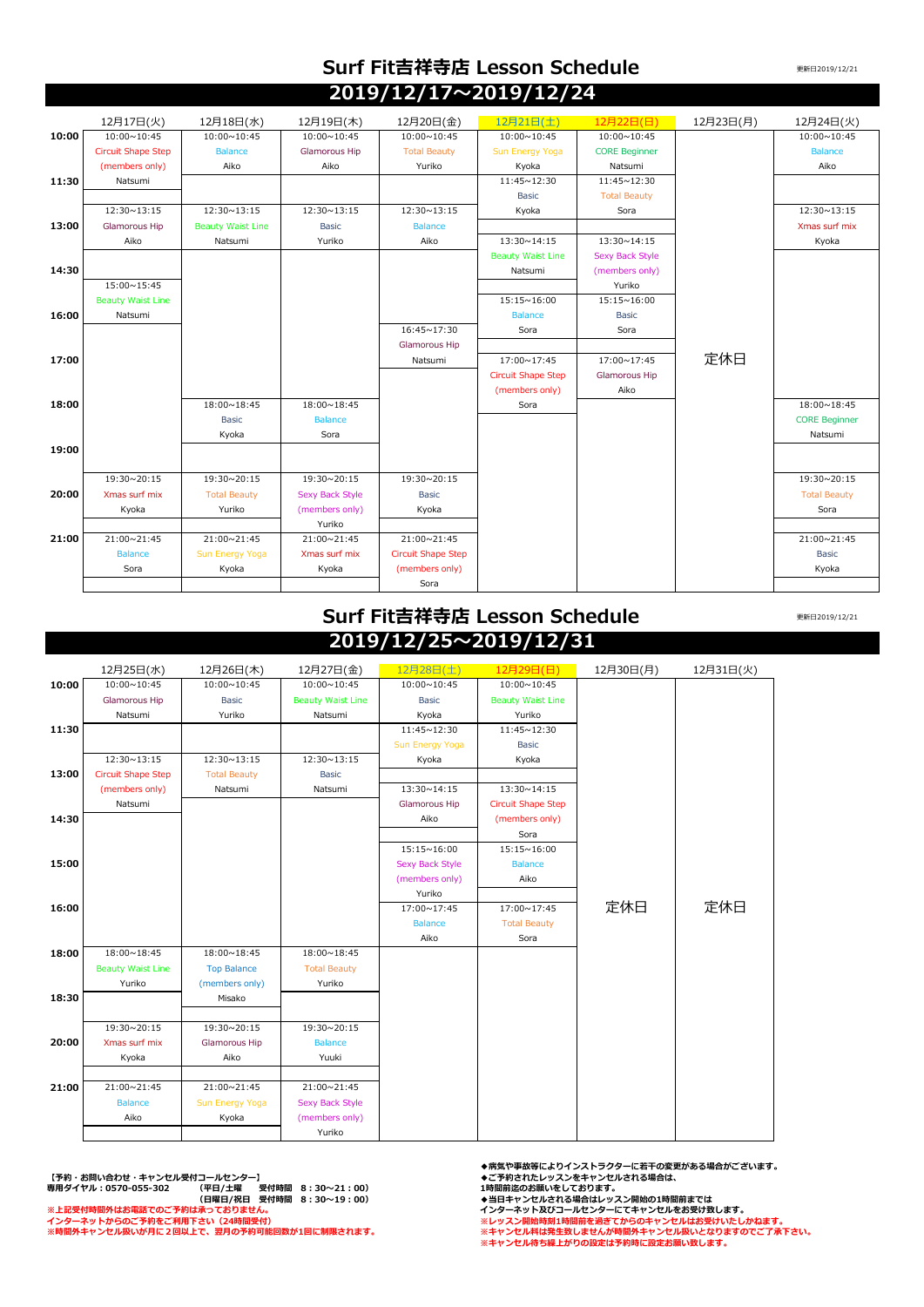# Surf Fit吉祥寺店 Lesson Schedule

更新日2019/12/21

## 2019/12/17～2019/12/24

| | 12月17日(火) | 12月18日(水) | 12月19日(木) | 12月20日(金) | 12月21日(土) | 12月22日(日) | 12月23日(月) | 12月24日(火) |
|---|---|---|---|---|---|---|---|---|
| 10:00 | 10:00~10:45 Circuit Shape Step (members only) Natsumi | 10:00~10:45 Balance Aiko | 10:00~10:45 Glamorous Hip Aiko | 10:00~10:45 Total Beauty Yuriko | 10:00~10:45 Sun Energy Yoga Kyoka | 10:00~10:45 CORE Beginner Natsumi | | 10:00~10:45 Balance Aiko |
| 11:30 | | | | | 11:45~12:30 Basic Kyoka | 11:45~12:30 Total Beauty Sora | | |
| 13:00 | 12:30~13:15 Glamorous Hip Aiko | 12:30~13:15 Beauty Waist Line Natsumi | 12:30~13:15 Basic Yuriko | 12:30~13:15 Balance Aiko | 13:30~14:15 Beauty Waist Line Natsumi | 13:30~14:15 Sexy Back Style (members only) Yuriko | | 12:30~13:15 Xmas surf mix Kyoka |
| 14:30 | 15:00~15:45 Beauty Waist Line Natsumi | | | | | | | |
| 16:00 | | | | | 15:15~16:00 Balance Sora | 15:15~16:00 Basic Sora | | |
| 17:00 | | | | 16:45~17:30 Glamorous Hip Natsumi | 17:00~17:45 Circuit Shape Step (members only) Sora | 17:00~17:45 Glamorous Hip Aiko | 定休日 | |
| 18:00 | | 18:00~18:45 Basic Kyoka | 18:00~18:45 Balance Sora | | | | | 18:00~18:45 CORE Beginner Natsumi |
| 19:00 | | | | | | | | |
| 20:00 | 19:30~20:15 Xmas surf mix Kyoka | 19:30~20:15 Total Beauty Yuriko | 19:30~20:15 Sexy Back Style (members only) Yuriko | 19:30~20:15 Basic Kyoka | | | | 19:30~20:15 Total Beauty Sora |
| 21:00 | 21:00~21:45 Balance Sora | 21:00~21:45 Sun Energy Yoga Kyoka | 21:00~21:45 Xmas surf mix Kyoka | 21:00~21:45 Circuit Shape Step (members only) Sora | | | | 21:00~21:45 Basic Kyoka |

# Surf Fit吉祥寺店 Lesson Schedule

更新日2019/12/21

## 2019/12/25～2019/12/31

| | 12月25日(水) | 12月26日(木) | 12月27日(金) | 12月28日(土) | 12月29日(日) | 12月30日(月) | 12月31日(火) |
|---|---|---|---|---|---|---|---|
| 10:00 | 10:00~10:45 Glamorous Hip Natsumi | 10:00~10:45 Basic Yuriko | 10:00~10:45 Beauty Waist Line Natsumi | 10:00~10:45 Basic Kyoka | 10:00~10:45 Beauty Waist Line Yuriko | | |
| 11:30 | | | | 11:45~12:30 Sun Energy Yoga Kyoka | 11:45~12:30 Basic Kyoka | | |
| 13:00 | 12:30~13:15 Circuit Shape Step (members only) Natsumi | 12:30~13:15 Total Beauty Natsumi | 12:30~13:15 Basic Natsumi | 13:30~14:15 Glamorous Hip Aiko | 13:30~14:15 Circuit Shape Step (members only) Sora | | |
| 14:30 | | | | | | | |
| 15:00 | | | | 15:15~16:00 Sexy Back Style (members only) Yuriko | 15:15~16:00 Balance Aiko | | |
| 16:00 | | | | 17:00~17:45 Balance Aiko | 17:00~17:45 Total Beauty Sora | 定休日 | 定休日 |
| 18:00 | 18:00~18:45 Beauty Waist Line Yuriko | 18:00~18:45 Top Balance (members only) Misako | 18:00~18:45 Total Beauty Yuriko | | | | |
| 18:30 | | | | | | | |
| 20:00 | 19:30~20:15 Xmas surf mix Kyoka | 19:30~20:15 Glamorous Hip Aiko | 19:30~20:15 Balance Yuuki | | | | |
| 21:00 | 21:00~21:45 Balance Aiko | 21:00~21:45 Sun Energy Yoga Kyoka | 21:00~21:45 Sexy Back Style (members only) Yuriko | | | | |

**【予約・お問い合わせ・キャンセル受付コールセンター】**
**専用ダイヤル：0570-055-302　　（平日/土曜　受付時間　8：30~21：00）**
**（日曜日/祝日　受付時間　8：30~19：00）**
**※上記受付時間外はお電話でのご予約は承っておりません。**
**インターネットからのご予約をご利用下さい（24時間受付）**
**※時間外キャンセル扱いが月に２回以上で、翌月の予約可能回数が1回に制限されます。**

**◆病気や事故等によりインストラクターに若干の変更がある場合がございます。**
**◆ご予約されたレッスンをキャンセルされる場合は、**
**1時間前迄のお願いをしております。**
**◆当日キャンセルされる場合はレッスン開始の1時間前までは**
**インターネット及びコールセンターにてキャンセルをお受け致します。**
**※レッスン開始時刻1時間前を過ぎてからのキャンセルはお受けいたしかねます。**
**※キャンセル料は発生致しませんが時間外キャンセル扱いとなりますのでご了承下さい。**
**※キャンセル待ち繰上がりの設定は予約時に設定お願い致します。**